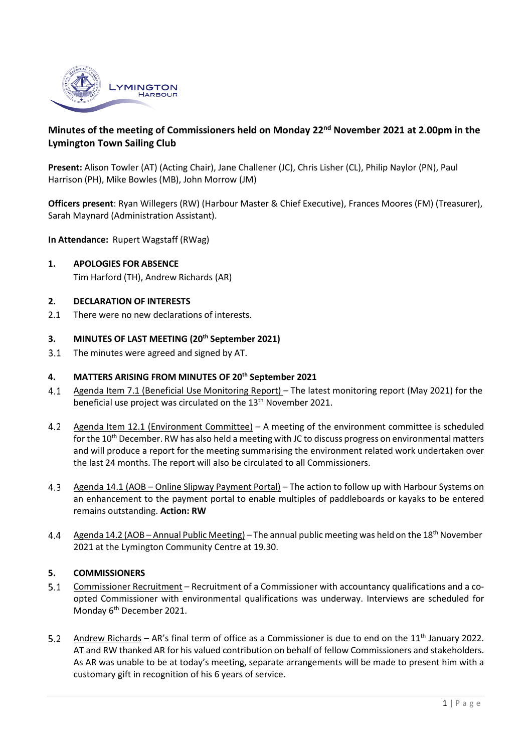# Minutes of the meeting of Commissioners held on Monday 22nd November 2021 at 2.00pm in the Lymington Town Sailing Club

**Present:** Alison Towler (AT) (Acting Chair), Jane Challener (JC), Chris Lisher (CL), Philip Naylor (PN), Paul Harrison (PH), Mike Bowles (MB), John Morrow (JM)

**Officers present**: Ryan Willegers (RW) (Harbour Master & Chief Executive), Frances Moores (FM) (Treasurer), Sarah Maynard (Administration Assistant).

**In Attendance:** Rupert Wagstaff (RWag)

## 1. APOLOGIES FOR ABSENCE

Tim Harford (TH), Andrew Richards (AR)

## 2. DECLARATION OF INTERESTS

2.1 There were no new declarations of interests.

## 3. MINUTES OF LAST MEETING (20th September 2021)

3.1 The minutes were agreed and signed by AT.

## 4. MATTERS ARISING FROM MINUTES OF 20th September 2021

4.1 Agenda Item 7.1 (Beneficial Use Monitoring Report) – The latest monitoring report (May 2021) for the beneficial use project was circulated on the 13th November 2021.

4.2 Agenda Item 12.1 (Environment Committee) – A meeting of the environment committee is scheduled for the 10th December. RW has also held a meeting with JC to discuss progress on environmental matters and will produce a report for the meeting summarising the environment related work undertaken over the last 24 months. The report will also be circulated to all Commissioners.

4.3 Agenda 14.1 (AOB – Online Slipway Payment Portal) – The action to follow up with Harbour Systems on an enhancement to the payment portal to enable multiples of paddleboards or kayaks to be entered remains outstanding. **Action: RW**

4.4 Agenda 14.2 (AOB – Annual Public Meeting) – The annual public meeting was held on the 18th November 2021 at the Lymington Community Centre at 19.30.

## 5. COMMISSIONERS

5.1 Commissioner Recruitment – Recruitment of a Commissioner with accountancy qualifications and a co-opted Commissioner with environmental qualifications was underway. Interviews are scheduled for Monday 6th December 2021.

5.2 Andrew Richards – AR's final term of office as a Commissioner is due to end on the 11th January 2022. AT and RW thanked AR for his valued contribution on behalf of fellow Commissioners and stakeholders. As AR was unable to be at today's meeting, separate arrangements will be made to present him with a customary gift in recognition of his 6 years of service.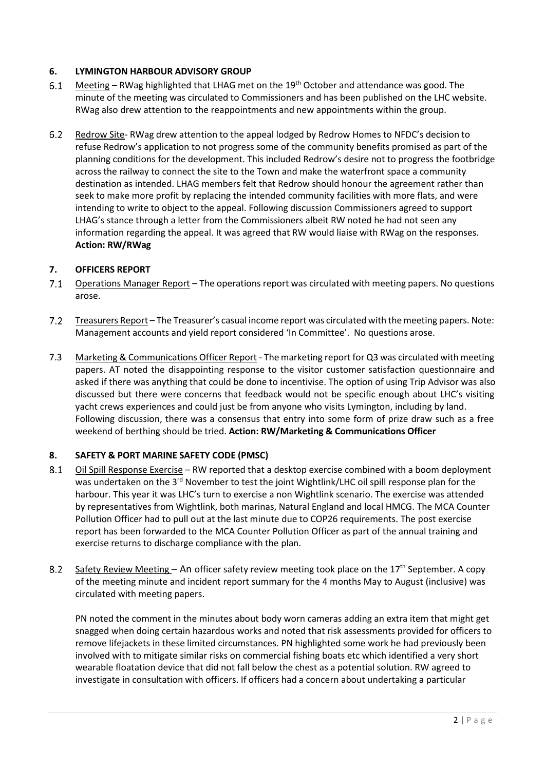## 6. LYMINGTON HARBOUR ADVISORY GROUP

6.1 Meeting – RWag highlighted that LHAG met on the 19th October and attendance was good. The minute of the meeting was circulated to Commissioners and has been published on the LHC website. RWag also drew attention to the reappointments and new appointments within the group.

6.2 Redrow Site- RWag drew attention to the appeal lodged by Redrow Homes to NFDC's decision to refuse Redrow's application to not progress some of the community benefits promised as part of the planning conditions for the development. This included Redrow's desire not to progress the footbridge across the railway to connect the site to the Town and make the waterfront space a community destination as intended. LHAG members felt that Redrow should honour the agreement rather than seek to make more profit by replacing the intended community facilities with more flats, and were intending to write to object to the appeal. Following discussion Commissioners agreed to support LHAG's stance through a letter from the Commissioners albeit RW noted he had not seen any information regarding the appeal. It was agreed that RW would liaise with RWag on the responses. **Action: RW/RWag**

## 7. OFFICERS REPORT

7.1 Operations Manager Report – The operations report was circulated with meeting papers. No questions arose.

7.2 Treasurers Report – The Treasurer's casual income report was circulated with the meeting papers. Note: Management accounts and yield report considered 'In Committee'. No questions arose.

7.3 Marketing & Communications Officer Report - The marketing report for Q3 was circulated with meeting papers. AT noted the disappointing response to the visitor customer satisfaction questionnaire and asked if there was anything that could be done to incentivise. The option of using Trip Advisor was also discussed but there were concerns that feedback would not be specific enough about LHC's visiting yacht crews experiences and could just be from anyone who visits Lymington, including by land. Following discussion, there was a consensus that entry into some form of prize draw such as a free weekend of berthing should be tried. **Action: RW/Marketing & Communications Officer**

## 8. SAFETY & PORT MARINE SAFETY CODE (PMSC)

8.1 Oil Spill Response Exercise – RW reported that a desktop exercise combined with a boom deployment was undertaken on the 3rd November to test the joint Wightlink/LHC oil spill response plan for the harbour. This year it was LHC's turn to exercise a non Wightlink scenario. The exercise was attended by representatives from Wightlink, both marinas, Natural England and local HMCG. The MCA Counter Pollution Officer had to pull out at the last minute due to COP26 requirements. The post exercise report has been forwarded to the MCA Counter Pollution Officer as part of the annual training and exercise returns to discharge compliance with the plan.

8.2 Safety Review Meeting – An officer safety review meeting took place on the 17th September. A copy of the meeting minute and incident report summary for the 4 months May to August (inclusive) was circulated with meeting papers.

PN noted the comment in the minutes about body worn cameras adding an extra item that might get snagged when doing certain hazardous works and noted that risk assessments provided for officers to remove lifejackets in these limited circumstances. PN highlighted some work he had previously been involved with to mitigate similar risks on commercial fishing boats etc which identified a very short wearable floatation device that did not fall below the chest as a potential solution. RW agreed to investigate in consultation with officers. If officers had a concern about undertaking a particular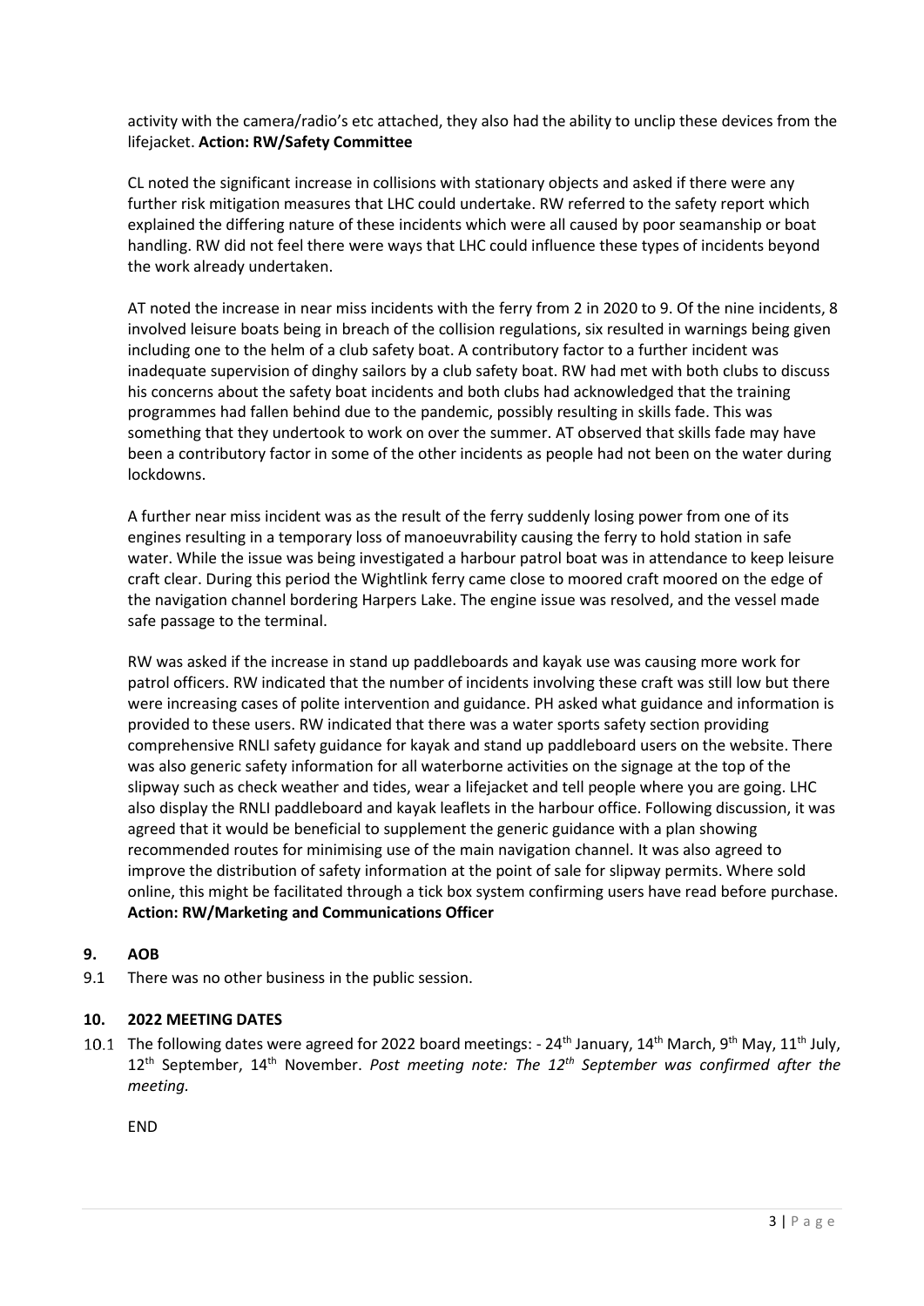activity with the camera/radio's etc attached, they also had the ability to unclip these devices from the lifejacket. **Action: RW/Safety Committee**

CL noted the significant increase in collisions with stationary objects and asked if there were any further risk mitigation measures that LHC could undertake. RW referred to the safety report which explained the differing nature of these incidents which were all caused by poor seamanship or boat handling. RW did not feel there were ways that LHC could influence these types of incidents beyond the work already undertaken.

AT noted the increase in near miss incidents with the ferry from 2 in 2020 to 9. Of the nine incidents, 8 involved leisure boats being in breach of the collision regulations, six resulted in warnings being given including one to the helm of a club safety boat. A contributory factor to a further incident was inadequate supervision of dinghy sailors by a club safety boat. RW had met with both clubs to discuss his concerns about the safety boat incidents and both clubs had acknowledged that the training programmes had fallen behind due to the pandemic, possibly resulting in skills fade. This was something that they undertook to work on over the summer. AT observed that skills fade may have been a contributory factor in some of the other incidents as people had not been on the water during lockdowns.

A further near miss incident was as the result of the ferry suddenly losing power from one of its engines resulting in a temporary loss of manoeuvrability causing the ferry to hold station in safe water. While the issue was being investigated a harbour patrol boat was in attendance to keep leisure craft clear. During this period the Wightlink ferry came close to moored craft moored on the edge of the navigation channel bordering Harpers Lake. The engine issue was resolved, and the vessel made safe passage to the terminal.

RW was asked if the increase in stand up paddleboards and kayak use was causing more work for patrol officers. RW indicated that the number of incidents involving these craft was still low but there were increasing cases of polite intervention and guidance. PH asked what guidance and information is provided to these users. RW indicated that there was a water sports safety section providing comprehensive RNLI safety guidance for kayak and stand up paddleboard users on the website. There was also generic safety information for all waterborne activities on the signage at the top of the slipway such as check weather and tides, wear a lifejacket and tell people where you are going. LHC also display the RNLI paddleboard and kayak leaflets in the harbour office. Following discussion, it was agreed that it would be beneficial to supplement the generic guidance with a plan showing recommended routes for minimising use of the main navigation channel. It was also agreed to improve the distribution of safety information at the point of sale for slipway permits. Where sold online, this might be facilitated through a tick box system confirming users have read before purchase. **Action: RW/Marketing and Communications Officer**

## 9. AOB

9.1 There was no other business in the public session.

## 10. 2022 MEETING DATES

10.1 The following dates were agreed for 2022 board meetings: - 24th January, 14th March, 9th May, 11th July, 12th September, 14th November. *Post meeting note: The 12th September was confirmed after the meeting.*

END